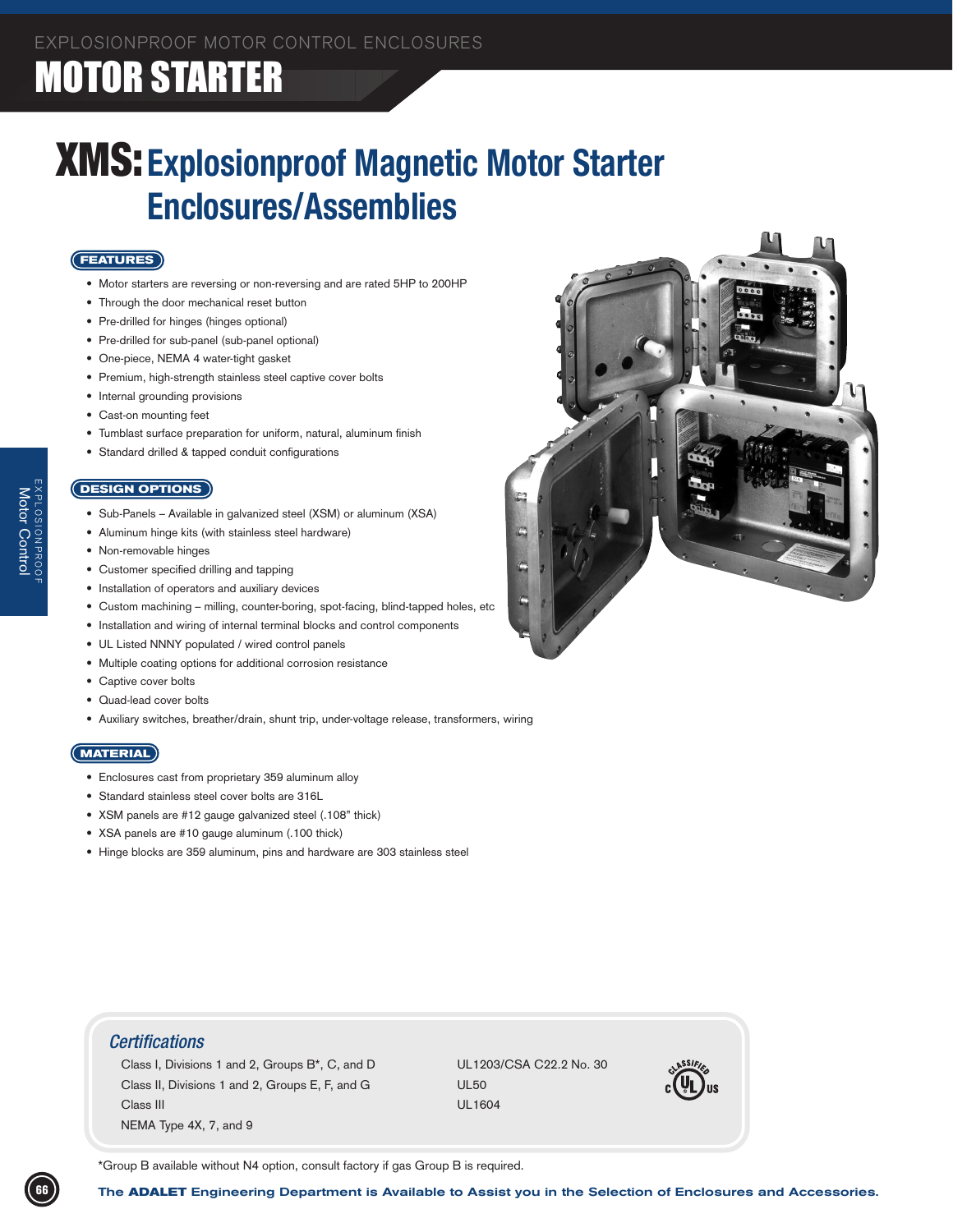EXPLOSIONPROOF MOTOR CONTROL ENCLOSURES

# MOTOR STARTER

## XMS: Explosionproof Magnetic Motor Starter Enclosures/Assemblies

### FEATURES

- Motor starters are reversing or non-reversing and are rated 5HP to 200HP
- Through the door mechanical reset button
- Pre-drilled for hinges (hinges optional)
- Pre-drilled for sub-panel (sub-panel optional)
- One-piece, NEMA 4 water-tight gasket
- Premium, high-strength stainless steel captive cover bolts
- Internal grounding provisions
- Cast-on mounting feet
- Tumblast surface preparation for uniform, natural, aluminum finish
- Standard drilled & tapped conduit configurations

### DESIGN OPTIONS

- Sub-Panels – Available in galvanized steel (XSM) or aluminum (XSA)
- Aluminum hinge kits (with stainless steel hardware)
- Non-removable hinges
- Customer specified drilling and tapping
- Installation of operators and auxiliary devices
- Custom machining – milling, counter-boring, spot-facing, blind-tapped holes, etc
- Installation and wiring of internal terminal blocks and control components
- UL Listed NNNY populated / wired control panels
- Multiple coating options for additional corrosion resistance
- Captive cover bolts
- Quad-lead cover bolts
- Auxiliary switches, breather/drain, shunt trip, under-voltage release, transformers, wiring

### MATERIAL

- Enclosures cast from proprietary 359 aluminum alloy
- Standard stainless steel cover bolts are 316L
- XSM panels are #12 gauge galvanized steel (.108" thick)
- XSA panels are #10 gauge aluminum (.100 thick)
- Hinge blocks are 359 aluminum, pins and hardware are 303 stainless steel

### Certifications

Class I, Divisions 1 and 2, Groups B*, C, and D
Class II, Divisions 1 and 2, Groups E, F, and G
Class III
NEMA Type 4X, 7, and 9

UL1203/CSA C22.2 No. 30
UL50
UL1604

CLASSIFIED c UL US

*Group B available without N4 option, consult factory if gas Group B is required.

**The ADALET Engineering Department is Available to Assist you in the Selection of Enclosures and Accessories.**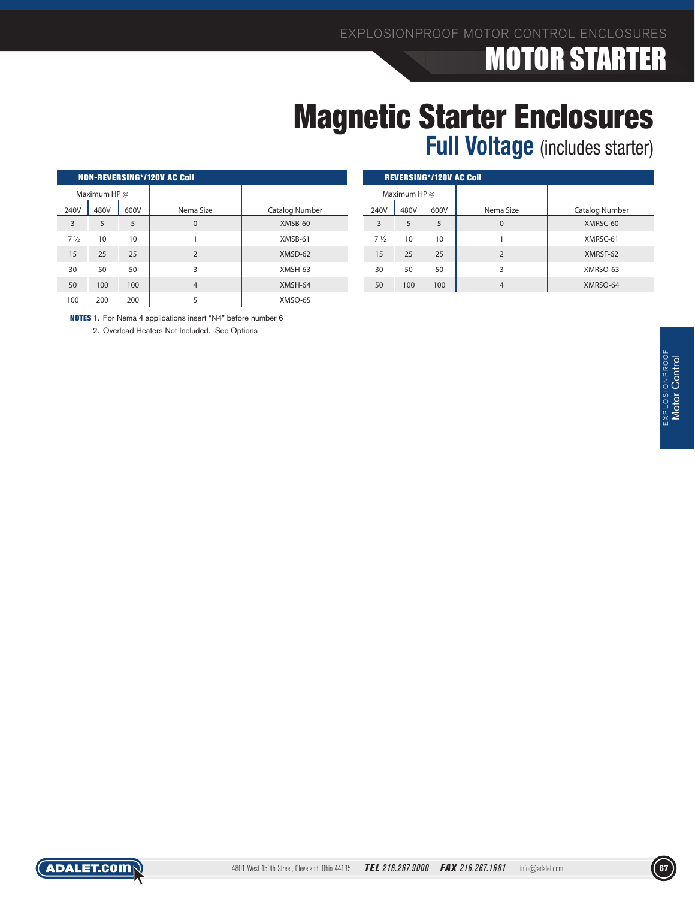# Magnetic Starter Enclosures

## Full Voltage (includes starter)

**NON-REVERSING*/120V AC Coil**

| Maximum HP @ | | | Nema Size | Catalog Number |
|---|---|---|---|---|
| 240V | 480V | 600V | | |
| 3 | 5 | 5 | 0 | XMSB-60 |
| 7 ½ | 10 | 10 | 1 | XMSB-61 |
| 15 | 25 | 25 | 2 | XMSD-62 |
| 30 | 50 | 50 | 3 | XMSH-63 |
| 50 | 100 | 100 | 4 | XMSH-64 |
| 100 | 200 | 200 | 5 | XMSQ-65 |

**REVERSING*/120V AC Coil**

| Maximum HP @ | | | Nema Size | Catalog Number |
|---|---|---|---|---|
| 240V | 480V | 600V | | |
| 3 | 5 | 5 | 0 | XMRSC-60 |
| 7 ½ | 10 | 10 | 1 | XMRSC-61 |
| 15 | 25 | 25 | 2 | XMRSF-62 |
| 30 | 50 | 50 | 3 | XMRSO-63 |
| 50 | 100 | 100 | 4 | XMRSO-64 |

**NOTES** 1. For Nema 4 applications insert "N4" before number 6

2. Overload Heaters Not Included. See Options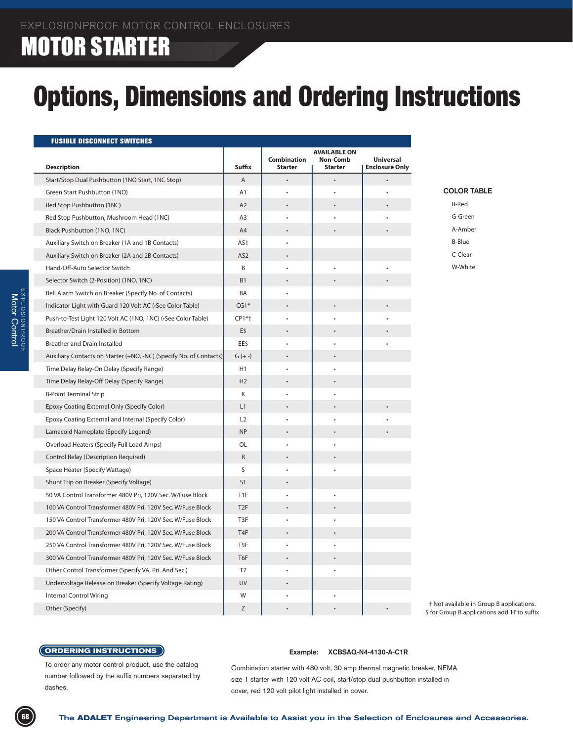EXPLOSIONPROOF MOTOR CONTROL ENCLOSURES

# MOTOR STARTER

## Options, Dimensions and Ordering Instructions

### FUSIBLE DISCONNECT SWITCHES

| Description | Suffix | AVAILABLE ON Combination Starter | Non-Comb Starter | Universal Enclosure Only |
|---|---|---|---|---|
| Start/Stop Dual Pushbutton (1NO Start, 1NC Stop) | A | • | • | • |
| Green Start Pushbutton (1NO) | A1 | • | • | • |
| Red Stop Pushbutton (1NC) | A2 | • | • | • |
| Red Stop Pushbutton, Mushroom Head (1NC) | A3 | • | • | • |
| Black Pushbutton (1NO, 1NC) | A4 | • | • | • |
| Auxiliary Switch on Breaker (1A and 1B Contacts) | AS1 | • | | |
| Auxiliary Switch on Breaker (2A and 2B Contacts) | AS2 | • | | |
| Hand-Off-Auto Selector Switch | B | • | • | • |
| Selector Switch (2-Position) (1NO, 1NC) | B1 | • | • | • |
| Bell Alarm Switch on Breaker (Specify No. of Contacts) | BA | • | | |
| Indicator Light with Guard 120 Volt AC (•See Color Table) | CG1* | • | • | • |
| Push-to-Test Light 120 Volt AC (1NO, 1NC) (•See Color Table) | CP1*† | • | • | • |
| Breather/Drain Installed in Bottom | E$ | • | • | • |
| Breather and Drain Installed | EE$ | • | • | • |
| Auxiliary Contacts on Starter (+NO, -NC) (Specify No. of Contacts) | G (+ -) | • | • | |
| Time Delay Relay-On Delay (Specify Range) | H1 | • | • | |
| Time Delay Relay-Off Delay (Specify Range) | H2 | • | • | |
| 8-Point Terminal Strip | K | • | • | |
| Epoxy Coating External Only (Specify Color) | L1 | • | • | • |
| Epoxy Coating External and Internal (Specify Color) | L2 | • | • | • |
| Lamacoid Nameplate (Specify Legend) | NP | • | • | • |
| Overload Heaters (Specify Full Load Amps) | OL | • | • | |
| Control Relay (Description Required) | R | • | • | |
| Space Heater (Specify Wattage) | S | • | • | |
| Shunt Trip on Breaker (Specify Voltage) | ST | • | | |
| 50 VA Control Transformer 480V Pri, 120V Sec. W/Fuse Block | T1F | • | • | |
| 100 VA Control Transformer 480V Pri, 120V Sec. W/Fuse Block | T2F | • | • | |
| 150 VA Control Transformer 480V Pri, 120V Sec. W/Fuse Block | T3F | • | • | |
| 200 VA Control Transformer 480V Pri, 120V Sec. W/Fuse Block | T4F | • | • | |
| 250 VA Control Transformer 480V Pri, 120V Sec. W/Fuse Block | T5F | • | • | |
| 300 VA Control Transformer 480V Pri, 120V Sec. W/Fuse Block | T6F | • | • | |
| Other Control Transformer (Specify VA, Pri. And Sec.) | T7 | • | • | |
| Undervoltage Release on Breaker (Specify Voltage Rating) | UV | • | | |
| Internal Control Wiring | W | • | • | |
| Other (Specify) | Z | • | • | • |

**COLOR TABLE**

- R-Red
- G-Green
- A-Amber
- B-Blue
- C-Clear
- W-White

† Not available in Group B applications.
$ for Group B applications add 'H' to suffix

### ORDERING INSTRUCTIONS

To order any motor control product, use the catalog number followed by the suffix numbers separated by dashes.

**Example: XCBSAQ-N4-4130-A-C1R**

Combination starter with 480 volt, 30 amp thermal magnetic breaker, NEMA size 1 starter with 120 volt AC coil, start/stop dual pushbutton installed in cover, red 120 volt pilot light installed in cover.

The **ADALET** Engineering Department is Available to Assist you in the Selection of Enclosures and Accessories.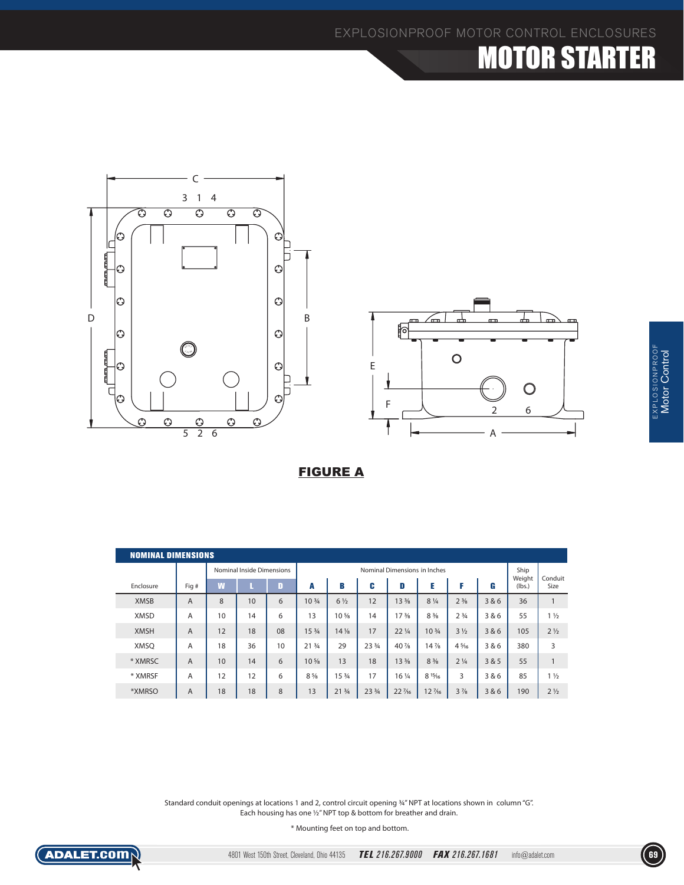EXPLOSIONPROOF MOTOR CONTROL ENCLOSURES

# MOTOR STARTER

C

3 1 4

D

B

5 2 6

E

F

2 6

A

**FIGURE A**

## NOMINAL DIMENSIONS

| Enclosure | Fig # | Nominal Inside Dimensions W | L | D | Nominal Dimensions in Inches A | B | C | D | E | F | G | Ship Weight (lbs.) | Conduit Size |
|---|---|---|---|---|---|---|---|---|---|---|---|---|---|
| XMSB | A | 8 | 10 | 6 | 10 ¾ | 6 ½ | 12 | 13 ⅜ | 8 ¼ | 2 ⅜ | 3 & 6 | 36 | 1 |
| XMSD | A | 10 | 14 | 6 | 13 | 10 ⅝ | 14 | 17 ⅜ | 8 ⅜ | 2 ¾ | 3 & 6 | 55 | 1 ½ |
| XMSH | A | 12 | 18 | 08 | 15 ¾ | 14 ⅛ | 17 | 22 ¼ | 10 ¾ | 3 ½ | 3 & 6 | 105 | 2 ½ |
| XMSQ | A | 18 | 36 | 10 | 21 ¾ | 29 | 23 ¾ | 40 ⅞ | 14 ⅞ | 4 5/16 | 3 & 6 | 380 | 3 |
| * XMRSC | A | 10 | 14 | 6 | 10 ⅝ | 13 | 18 | 13 ⅜ | 8 ⅜ | 2 ¼ | 3 & 5 | 55 | 1 |
| * XMRSF | A | 12 | 12 | 6 | 8 ⅝ | 15 ¾ | 17 | 16 ¼ | 8 15/16 | 3 | 3 & 6 | 85 | 1 ½ |
| *XMRSO | A | 18 | 18 | 8 | 13 | 21 ¾ | 23 ¾ | 22 7/16 | 12 7/16 | 3 ⅞ | 3 & 6 | 190 | 2 ½ |

Standard conduit openings at locations 1 and 2, control circuit opening ¾" NPT at locations shown in column "G".
Each housing has one ½" NPT top & bottom for breather and drain.

* Mounting feet on top and bottom.